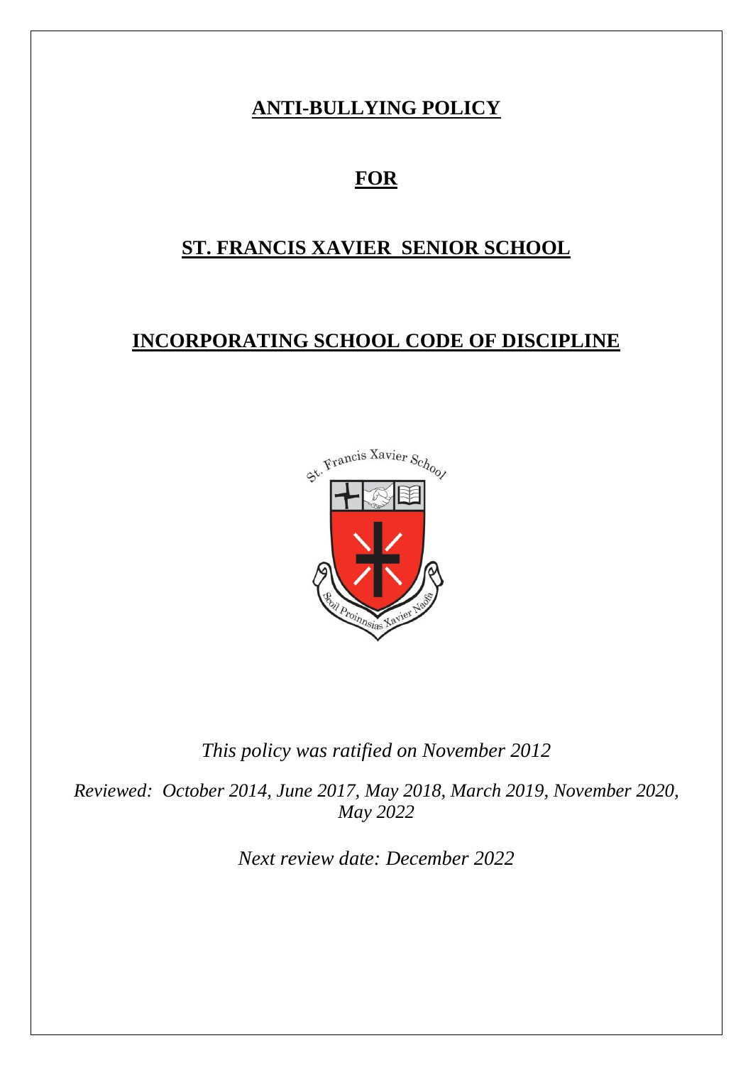# ANTI-BULLYING POLICY

# FOR

# ST. FRANCIS XAVIER SENIOR SCHOOL

# INCORPORATING SCHOOL CODE OF DISCIPLINE

*This policy was ratified on November 2012*

*Reviewed: October 2014, June 2017, May 2018, March 2019, November 2020, May 2022*

*Next review date: December 2022*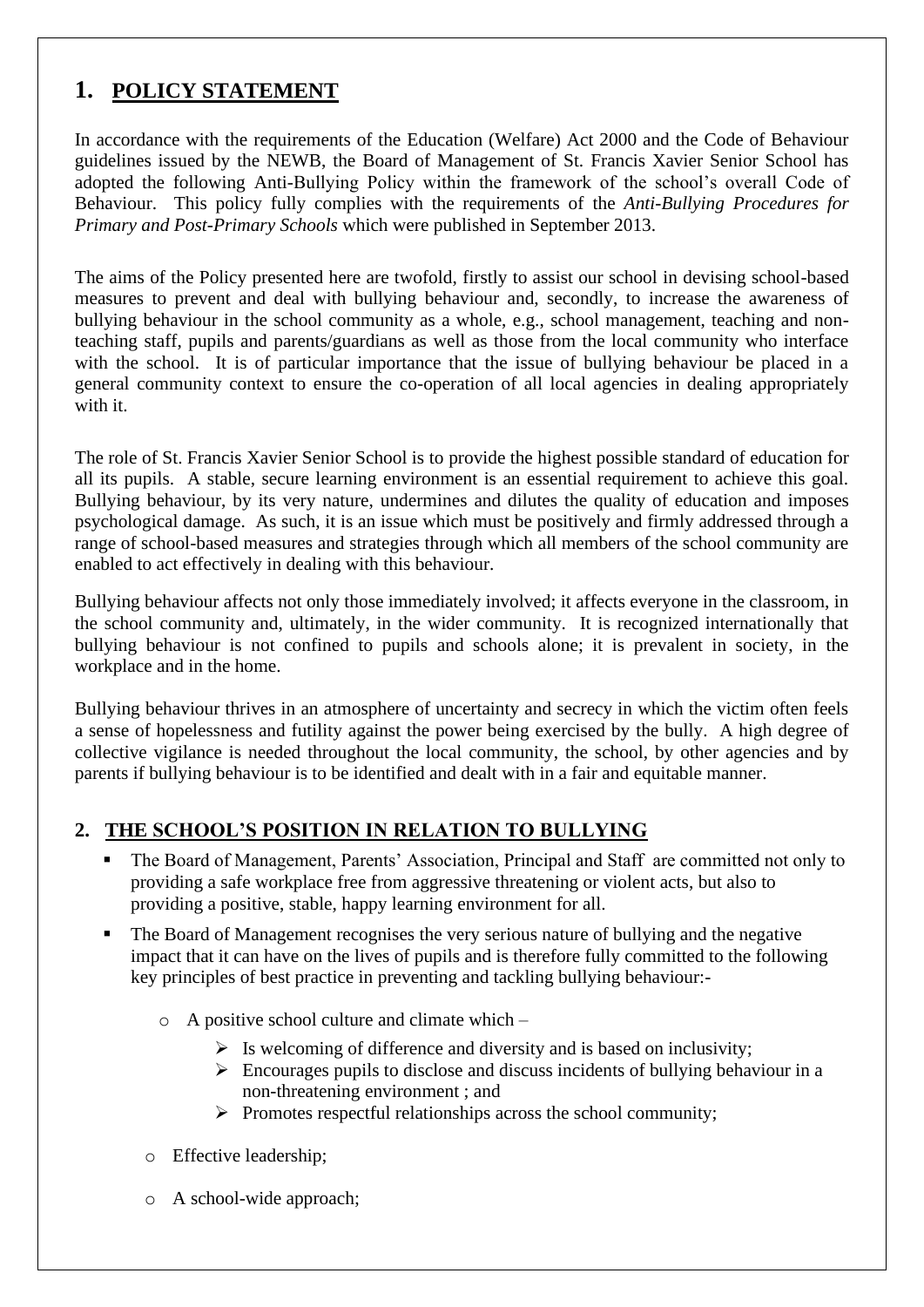# 1. POLICY STATEMENT

In accordance with the requirements of the Education (Welfare) Act 2000 and the Code of Behaviour guidelines issued by the NEWB, the Board of Management of St. Francis Xavier Senior School has adopted the following Anti-Bullying Policy within the framework of the school's overall Code of Behaviour. This policy fully complies with the requirements of the *Anti-Bullying Procedures for Primary and Post-Primary Schools* which were published in September 2013.

The aims of the Policy presented here are twofold, firstly to assist our school in devising school-based measures to prevent and deal with bullying behaviour and, secondly, to increase the awareness of bullying behaviour in the school community as a whole, e.g., school management, teaching and non-teaching staff, pupils and parents/guardians as well as those from the local community who interface with the school. It is of particular importance that the issue of bullying behaviour be placed in a general community context to ensure the co-operation of all local agencies in dealing appropriately with it.

The role of St. Francis Xavier Senior School is to provide the highest possible standard of education for all its pupils. A stable, secure learning environment is an essential requirement to achieve this goal. Bullying behaviour, by its very nature, undermines and dilutes the quality of education and imposes psychological damage. As such, it is an issue which must be positively and firmly addressed through a range of school-based measures and strategies through which all members of the school community are enabled to act effectively in dealing with this behaviour.

Bullying behaviour affects not only those immediately involved; it affects everyone in the classroom, in the school community and, ultimately, in the wider community. It is recognized internationally that bullying behaviour is not confined to pupils and schools alone; it is prevalent in society, in the workplace and in the home.

Bullying behaviour thrives in an atmosphere of uncertainty and secrecy in which the victim often feels a sense of hopelessness and futility against the power being exercised by the bully. A high degree of collective vigilance is needed throughout the local community, the school, by other agencies and by parents if bullying behaviour is to be identified and dealt with in a fair and equitable manner.

## 2. THE SCHOOL'S POSITION IN RELATION TO BULLYING

- The Board of Management, Parents' Association, Principal and Staff are committed not only to providing a safe workplace free from aggressive threatening or violent acts, but also to providing a positive, stable, happy learning environment for all.
- The Board of Management recognises the very serious nature of bullying and the negative impact that it can have on the lives of pupils and is therefore fully committed to the following key principles of best practice in preventing and tackling bullying behaviour:-
  - A positive school culture and climate which –
    - Is welcoming of difference and diversity and is based on inclusivity;
    - Encourages pupils to disclose and discuss incidents of bullying behaviour in a non-threatening environment ; and
    - Promotes respectful relationships across the school community;
  - Effective leadership;
  - A school-wide approach;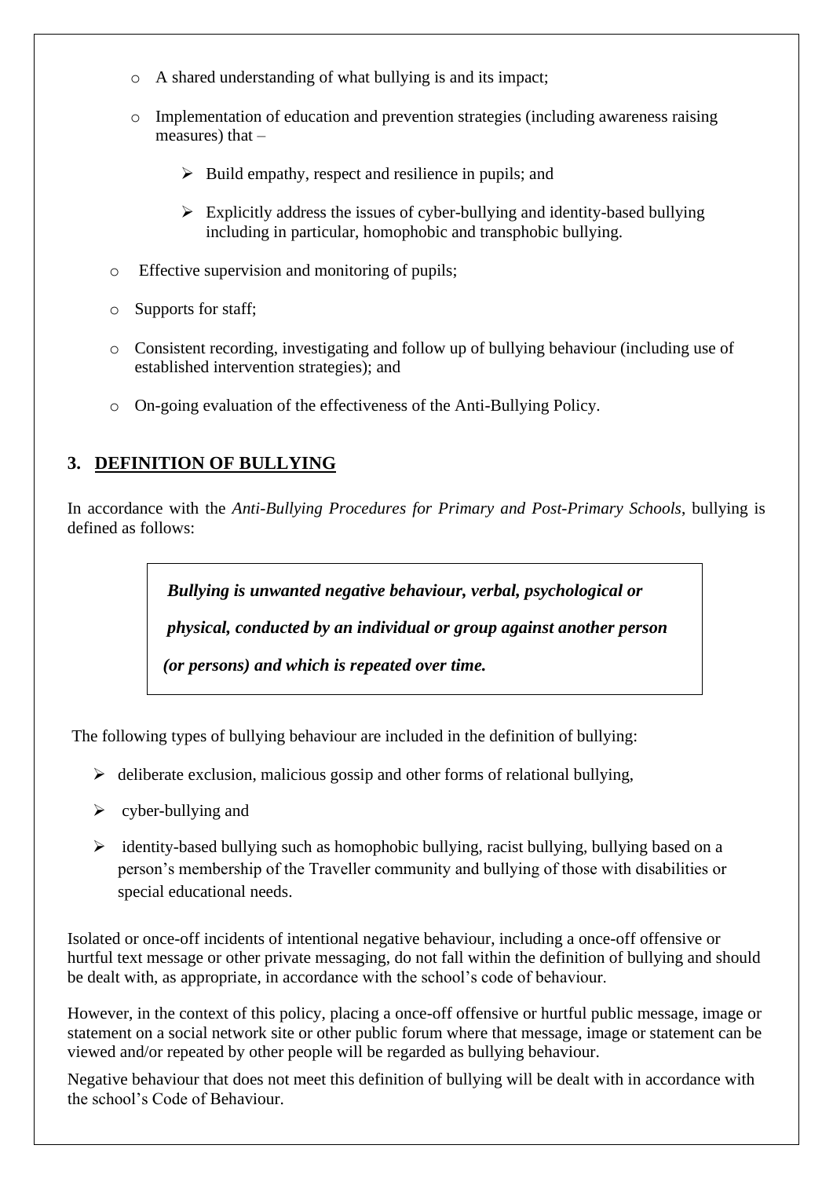- A shared understanding of what bullying is and its impact;
- Implementation of education and prevention strategies (including awareness raising measures) that –
  - Build empathy, respect and resilience in pupils; and
  - Explicitly address the issues of cyber-bullying and identity-based bullying including in particular, homophobic and transphobic bullying.
- Effective supervision and monitoring of pupils;
- Supports for staff;
- Consistent recording, investigating and follow up of bullying behaviour (including use of established intervention strategies); and
- On-going evaluation of the effectiveness of the Anti-Bullying Policy.

## 3. DEFINITION OF BULLYING

In accordance with the *Anti-Bullying Procedures for Primary and Post-Primary Schools*, bullying is defined as follows:

> ***Bullying is unwanted negative behaviour, verbal, psychological or physical, conducted by an individual or group against another person (or persons) and which is repeated over time.***

The following types of bullying behaviour are included in the definition of bullying:

- deliberate exclusion, malicious gossip and other forms of relational bullying,
- cyber-bullying and
- identity-based bullying such as homophobic bullying, racist bullying, bullying based on a person's membership of the Traveller community and bullying of those with disabilities or special educational needs.

Isolated or once-off incidents of intentional negative behaviour, including a once-off offensive or hurtful text message or other private messaging, do not fall within the definition of bullying and should be dealt with, as appropriate, in accordance with the school's code of behaviour.

However, in the context of this policy, placing a once-off offensive or hurtful public message, image or statement on a social network site or other public forum where that message, image or statement can be viewed and/or repeated by other people will be regarded as bullying behaviour.

Negative behaviour that does not meet this definition of bullying will be dealt with in accordance with the school's Code of Behaviour.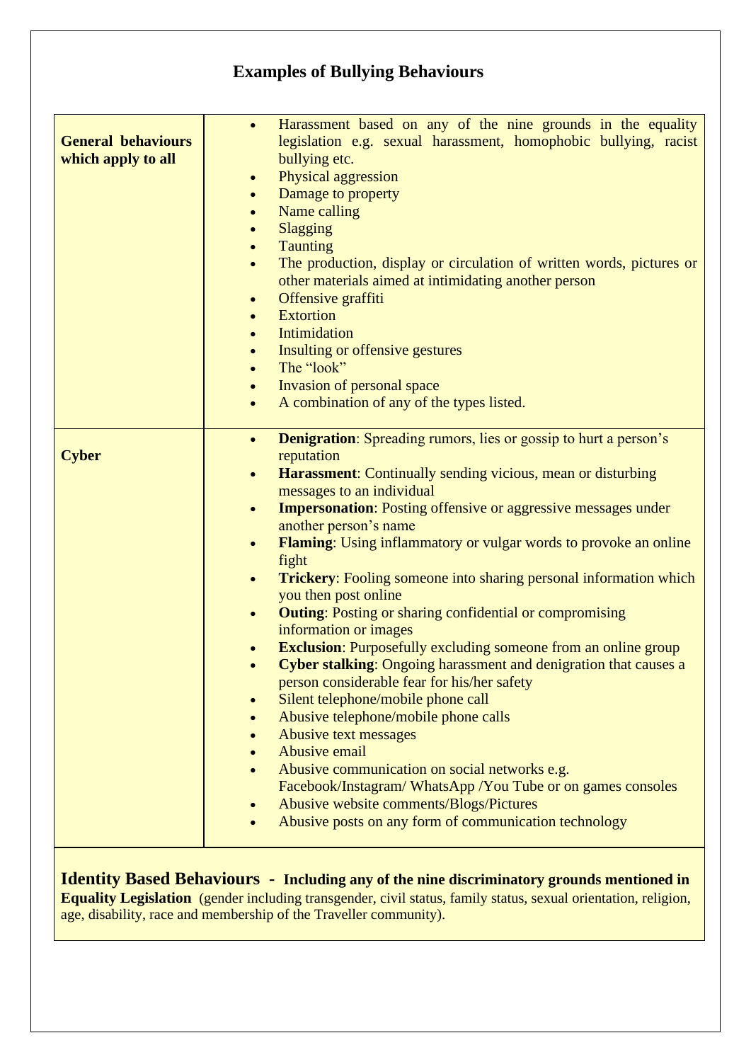# Examples of Bullying Behaviours

| | |
|---|---|
| **General behaviours which apply to all** | • Harassment based on any of the nine grounds in the equality legislation e.g. sexual harassment, homophobic bullying, racist bullying etc.<br>• Physical aggression<br>• Damage to property<br>• Name calling<br>• Slagging<br>• Taunting<br>• The production, display or circulation of written words, pictures or other materials aimed at intimidating another person<br>• Offensive graffiti<br>• Extortion<br>• Intimidation<br>• Insulting or offensive gestures<br>• The "look"<br>• Invasion of personal space<br>• A combination of any of the types listed. |
| **Cyber** | • **Denigration**: Spreading rumors, lies or gossip to hurt a person's reputation<br>• **Harassment**: Continually sending vicious, mean or disturbing messages to an individual<br>• **Impersonation**: Posting offensive or aggressive messages under another person's name<br>• **Flaming**: Using inflammatory or vulgar words to provoke an online fight<br>• **Trickery**: Fooling someone into sharing personal information which you then post online<br>• **Outing**: Posting or sharing confidential or compromising information or images<br>• **Exclusion**: Purposefully excluding someone from an online group<br>• **Cyber stalking**: Ongoing harassment and denigration that causes a person considerable fear for his/her safety<br>• Silent telephone/mobile phone call<br>• Abusive telephone/mobile phone calls<br>• Abusive text messages<br>• Abusive email<br>• Abusive communication on social networks e.g. Facebook/Instagram/ WhatsApp /You Tube or on games consoles<br>• Abusive website comments/Blogs/Pictures<br>• Abusive posts on any form of communication technology |

**Identity Based Behaviours - Including any of the nine discriminatory grounds mentioned in Equality Legislation** (gender including transgender, civil status, family status, sexual orientation, religion, age, disability, race and membership of the Traveller community).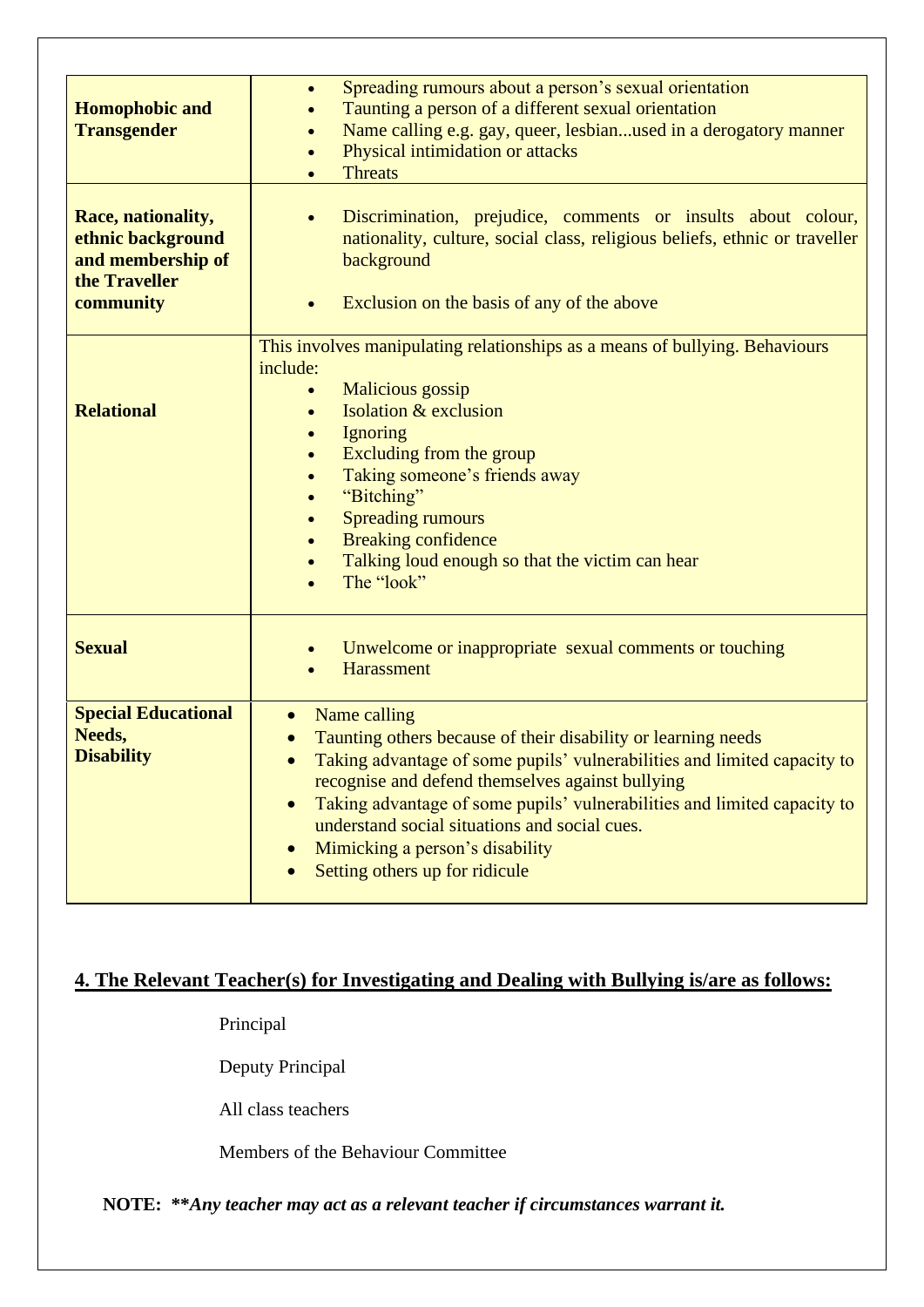| | |
|---|---|
| **Homophobic and Transgender** | • Spreading rumours about a person's sexual orientation<br>• Taunting a person of a different sexual orientation<br>• Name calling e.g. gay, queer, lesbian...used in a derogatory manner<br>• Physical intimidation or attacks<br>• Threats |
| **Race, nationality, ethnic background and membership of the Traveller community** | • Discrimination, prejudice, comments or insults about colour, nationality, culture, social class, religious beliefs, ethnic or traveller background<br>• Exclusion on the basis of any of the above |
| **Relational** | This involves manipulating relationships as a means of bullying. Behaviours include:<br>• Malicious gossip<br>• Isolation & exclusion<br>• Ignoring<br>• Excluding from the group<br>• Taking someone's friends away<br>• "Bitching"<br>• Spreading rumours<br>• Breaking confidence<br>• Talking loud enough so that the victim can hear<br>• The "look" |
| **Sexual** | • Unwelcome or inappropriate sexual comments or touching<br>• Harassment |
| **Special Educational Needs, Disability** | • Name calling<br>• Taunting others because of their disability or learning needs<br>• Taking advantage of some pupils' vulnerabilities and limited capacity to recognise and defend themselves against bullying<br>• Taking advantage of some pupils' vulnerabilities and limited capacity to understand social situations and social cues.<br>• Mimicking a person's disability<br>• Setting others up for ridicule |

## 4. The Relevant Teacher(s) for Investigating and Dealing with Bullying is/are as follows:

Principal

Deputy Principal

All class teachers

Members of the Behaviour Committee

**NOTE:** ***\*\*Any teacher may act as a relevant teacher if circumstances warrant it.***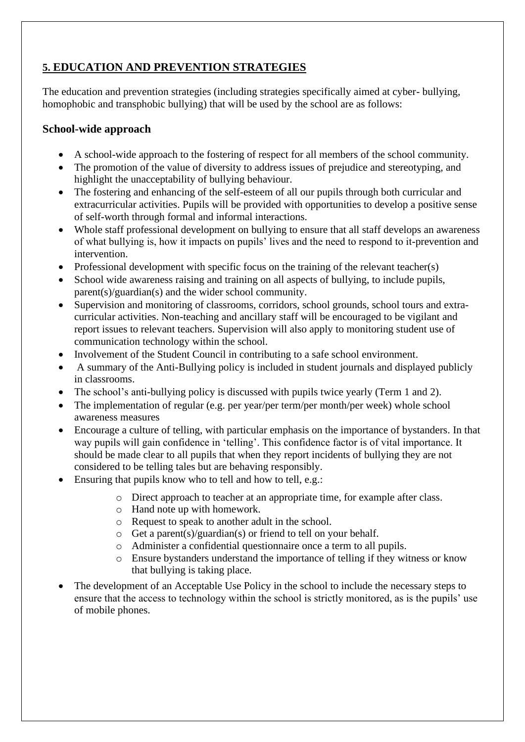## 5. EDUCATION AND PREVENTION STRATEGIES

The education and prevention strategies (including strategies specifically aimed at cyber- bullying, homophobic and transphobic bullying) that will be used by the school are as follows:

### School-wide approach

- A school-wide approach to the fostering of respect for all members of the school community.
- The promotion of the value of diversity to address issues of prejudice and stereotyping, and highlight the unacceptability of bullying behaviour.
- The fostering and enhancing of the self-esteem of all our pupils through both curricular and extracurricular activities. Pupils will be provided with opportunities to develop a positive sense of self-worth through formal and informal interactions.
- Whole staff professional development on bullying to ensure that all staff develops an awareness of what bullying is, how it impacts on pupils' lives and the need to respond to it-prevention and intervention.
- Professional development with specific focus on the training of the relevant teacher(s)
- School wide awareness raising and training on all aspects of bullying, to include pupils, parent(s)/guardian(s) and the wider school community.
- Supervision and monitoring of classrooms, corridors, school grounds, school tours and extra-curricular activities. Non-teaching and ancillary staff will be encouraged to be vigilant and report issues to relevant teachers. Supervision will also apply to monitoring student use of communication technology within the school.
- Involvement of the Student Council in contributing to a safe school environment.
- A summary of the Anti-Bullying policy is included in student journals and displayed publicly in classrooms.
- The school's anti-bullying policy is discussed with pupils twice yearly (Term 1 and 2).
- The implementation of regular (e.g. per year/per term/per month/per week) whole school awareness measures
- Encourage a culture of telling, with particular emphasis on the importance of bystanders. In that way pupils will gain confidence in 'telling'. This confidence factor is of vital importance. It should be made clear to all pupils that when they report incidents of bullying they are not considered to be telling tales but are behaving responsibly.
- Ensuring that pupils know who to tell and how to tell, e.g.:
  - Direct approach to teacher at an appropriate time, for example after class.
  - Hand note up with homework.
  - Request to speak to another adult in the school.
  - Get a parent(s)/guardian(s) or friend to tell on your behalf.
  - Administer a confidential questionnaire once a term to all pupils.
  - Ensure bystanders understand the importance of telling if they witness or know that bullying is taking place.
- The development of an Acceptable Use Policy in the school to include the necessary steps to ensure that the access to technology within the school is strictly monitored, as is the pupils' use of mobile phones.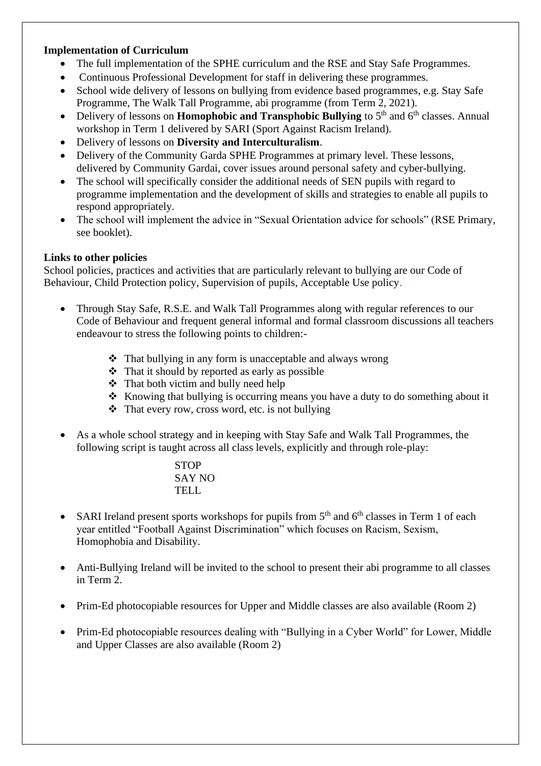**Implementation of Curriculum**

- The full implementation of the SPHE curriculum and the RSE and Stay Safe Programmes.
- Continuous Professional Development for staff in delivering these programmes.
- School wide delivery of lessons on bullying from evidence based programmes, e.g. Stay Safe Programme, The Walk Tall Programme, abi programme (from Term 2, 2021).
- Delivery of lessons on **Homophobic and Transphobic Bullying** to 5th and 6th classes. Annual workshop in Term 1 delivered by SARI (Sport Against Racism Ireland).
- Delivery of lessons on **Diversity and Interculturalism**.
- Delivery of the Community Garda SPHE Programmes at primary level. These lessons, delivered by Community Gardai, cover issues around personal safety and cyber-bullying.
- The school will specifically consider the additional needs of SEN pupils with regard to programme implementation and the development of skills and strategies to enable all pupils to respond appropriately.
- The school will implement the advice in "Sexual Orientation advice for schools" (RSE Primary, see booklet).

**Links to other policies**

School policies, practices and activities that are particularly relevant to bullying are our Code of Behaviour, Child Protection policy, Supervision of pupils, Acceptable Use policy.

- Through Stay Safe, R.S.E. and Walk Tall Programmes along with regular references to our Code of Behaviour and frequent general informal and formal classroom discussions all teachers endeavour to stress the following points to children:-
  - That bullying in any form is unacceptable and always wrong
  - That it should by reported as early as possible
  - That both victim and bully need help
  - Knowing that bullying is occurring means you have a duty to do something about it
  - That every row, cross word, etc. is not bullying

- As a whole school strategy and in keeping with Stay Safe and Walk Tall Programmes, the following script is taught across all class levels, explicitly and through role-play:

  STOP
  SAY NO
  TELL

- SARI Ireland present sports workshops for pupils from 5th and 6th classes in Term 1 of each year entitled "Football Against Discrimination" which focuses on Racism, Sexism, Homophobia and Disability.

- Anti-Bullying Ireland will be invited to the school to present their abi programme to all classes in Term 2.

- Prim-Ed photocopiable resources for Upper and Middle classes are also available (Room 2)

- Prim-Ed photocopiable resources dealing with "Bullying in a Cyber World" for Lower, Middle and Upper Classes are also available (Room 2)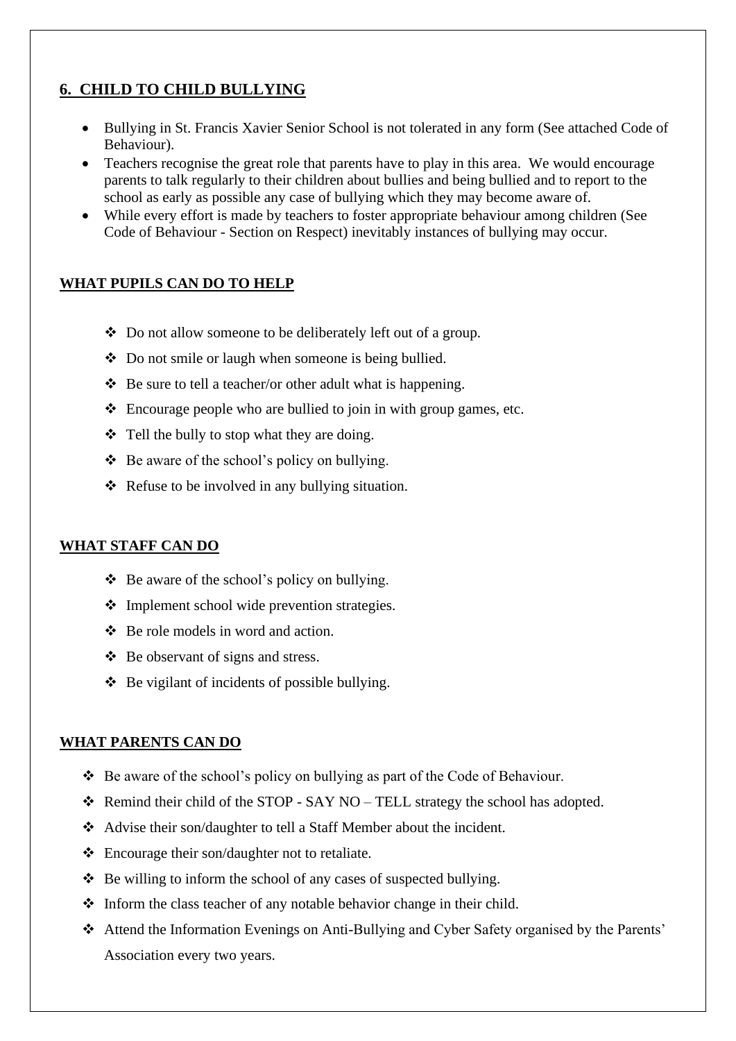## 6. CHILD TO CHILD BULLYING

- Bullying in St. Francis Xavier Senior School is not tolerated in any form (See attached Code of Behaviour).
- Teachers recognise the great role that parents have to play in this area. We would encourage parents to talk regularly to their children about bullies and being bullied and to report to the school as early as possible any case of bullying which they may become aware of.
- While every effort is made by teachers to foster appropriate behaviour among children (See Code of Behaviour - Section on Respect) inevitably instances of bullying may occur.

### WHAT PUPILS CAN DO TO HELP

- Do not allow someone to be deliberately left out of a group.
- Do not smile or laugh when someone is being bullied.
- Be sure to tell a teacher/or other adult what is happening.
- Encourage people who are bullied to join in with group games, etc.
- Tell the bully to stop what they are doing.
- Be aware of the school's policy on bullying.
- Refuse to be involved in any bullying situation.

### WHAT STAFF CAN DO

- Be aware of the school's policy on bullying.
- Implement school wide prevention strategies.
- Be role models in word and action.
- Be observant of signs and stress.
- Be vigilant of incidents of possible bullying.

### WHAT PARENTS CAN DO

- Be aware of the school's policy on bullying as part of the Code of Behaviour.
- Remind their child of the STOP - SAY NO – TELL strategy the school has adopted.
- Advise their son/daughter to tell a Staff Member about the incident.
- Encourage their son/daughter not to retaliate.
- Be willing to inform the school of any cases of suspected bullying.
- Inform the class teacher of any notable behavior change in their child.
- Attend the Information Evenings on Anti-Bullying and Cyber Safety organised by the Parents' Association every two years.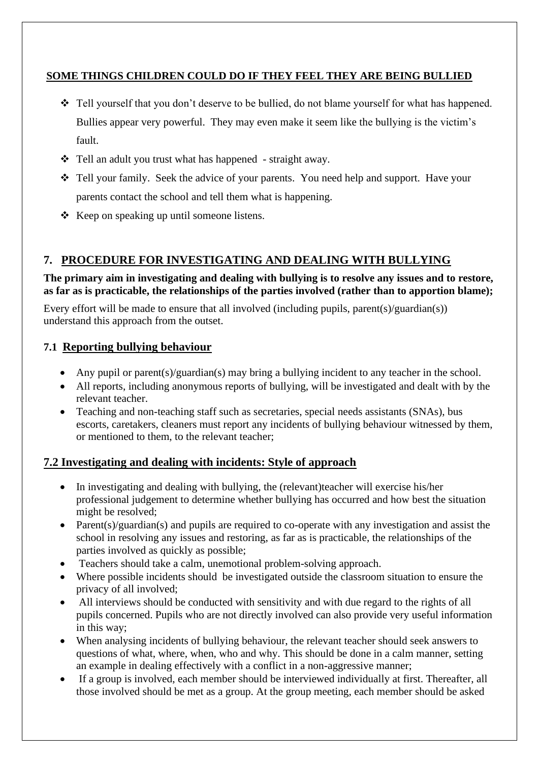**SOME THINGS CHILDREN COULD DO IF THEY FEEL THEY ARE BEING BULLIED**

- Tell yourself that you don't deserve to be bullied, do not blame yourself for what has happened. Bullies appear very powerful. They may even make it seem like the bullying is the victim's fault.
- Tell an adult you trust what has happened - straight away.
- Tell your family. Seek the advice of your parents. You need help and support. Have your parents contact the school and tell them what is happening.
- Keep on speaking up until someone listens.

## 7. PROCEDURE FOR INVESTIGATING AND DEALING WITH BULLYING

**The primary aim in investigating and dealing with bullying is to resolve any issues and to restore, as far as is practicable, the relationships of the parties involved (rather than to apportion blame);**

Every effort will be made to ensure that all involved (including pupils, parent(s)/guardian(s)) understand this approach from the outset.

### 7.1 Reporting bullying behaviour

- Any pupil or parent(s)/guardian(s) may bring a bullying incident to any teacher in the school.
- All reports, including anonymous reports of bullying, will be investigated and dealt with by the relevant teacher.
- Teaching and non-teaching staff such as secretaries, special needs assistants (SNAs), bus escorts, caretakers, cleaners must report any incidents of bullying behaviour witnessed by them, or mentioned to them, to the relevant teacher;

### 7.2 Investigating and dealing with incidents: Style of approach

- In investigating and dealing with bullying, the (relevant)teacher will exercise his/her professional judgement to determine whether bullying has occurred and how best the situation might be resolved;
- Parent(s)/guardian(s) and pupils are required to co-operate with any investigation and assist the school in resolving any issues and restoring, as far as is practicable, the relationships of the parties involved as quickly as possible;
- Teachers should take a calm, unemotional problem-solving approach.
- Where possible incidents should be investigated outside the classroom situation to ensure the privacy of all involved;
- All interviews should be conducted with sensitivity and with due regard to the rights of all pupils concerned. Pupils who are not directly involved can also provide very useful information in this way;
- When analysing incidents of bullying behaviour, the relevant teacher should seek answers to questions of what, where, when, who and why. This should be done in a calm manner, setting an example in dealing effectively with a conflict in a non-aggressive manner;
- If a group is involved, each member should be interviewed individually at first. Thereafter, all those involved should be met as a group. At the group meeting, each member should be asked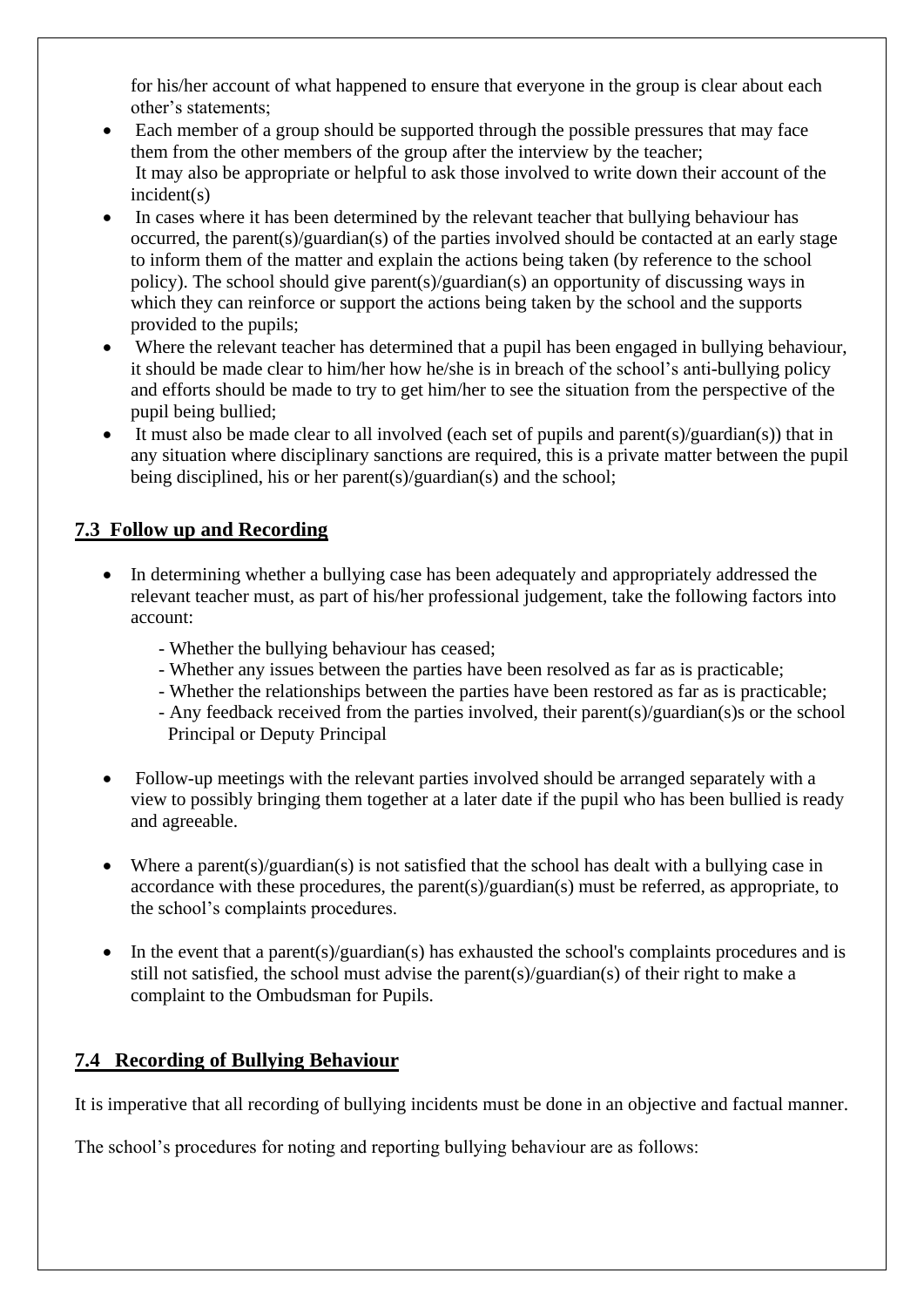for his/her account of what happened to ensure that everyone in the group is clear about each other's statements;

- Each member of a group should be supported through the possible pressures that may face them from the other members of the group after the interview by the teacher; It may also be appropriate or helpful to ask those involved to write down their account of the incident(s)
- In cases where it has been determined by the relevant teacher that bullying behaviour has occurred, the parent(s)/guardian(s) of the parties involved should be contacted at an early stage to inform them of the matter and explain the actions being taken (by reference to the school policy). The school should give parent(s)/guardian(s) an opportunity of discussing ways in which they can reinforce or support the actions being taken by the school and the supports provided to the pupils;
- Where the relevant teacher has determined that a pupil has been engaged in bullying behaviour, it should be made clear to him/her how he/she is in breach of the school's anti-bullying policy and efforts should be made to try to get him/her to see the situation from the perspective of the pupil being bullied;
- It must also be made clear to all involved (each set of pupils and parent(s)/guardian(s)) that in any situation where disciplinary sanctions are required, this is a private matter between the pupil being disciplined, his or her parent(s)/guardian(s) and the school;

## 7.3 Follow up and Recording

- In determining whether a bullying case has been adequately and appropriately addressed the relevant teacher must, as part of his/her professional judgement, take the following factors into account:
  - Whether the bullying behaviour has ceased;
  - Whether any issues between the parties have been resolved as far as is practicable;
  - Whether the relationships between the parties have been restored as far as is practicable;
  - Any feedback received from the parties involved, their parent(s)/guardian(s)s or the school Principal or Deputy Principal

- Follow-up meetings with the relevant parties involved should be arranged separately with a view to possibly bringing them together at a later date if the pupil who has been bullied is ready and agreeable.

- Where a parent(s)/guardian(s) is not satisfied that the school has dealt with a bullying case in accordance with these procedures, the parent(s)/guardian(s) must be referred, as appropriate, to the school's complaints procedures.

- In the event that a parent(s)/guardian(s) has exhausted the school's complaints procedures and is still not satisfied, the school must advise the parent(s)/guardian(s) of their right to make a complaint to the Ombudsman for Pupils.

## 7.4 Recording of Bullying Behaviour

It is imperative that all recording of bullying incidents must be done in an objective and factual manner.

The school's procedures for noting and reporting bullying behaviour are as follows: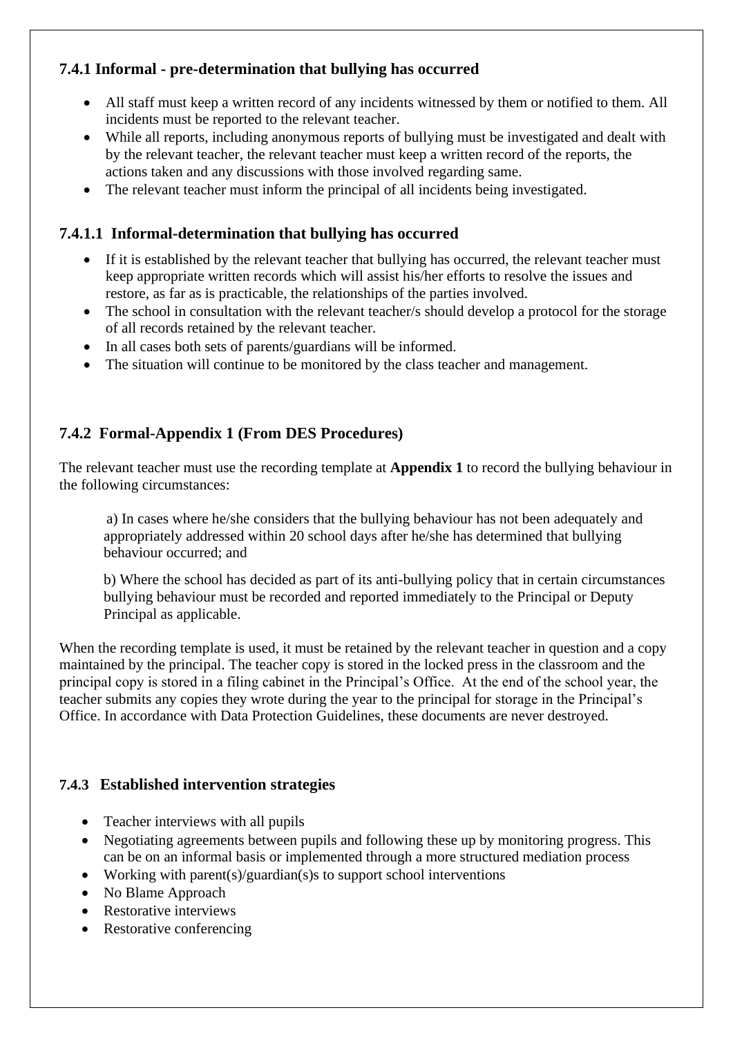### 7.4.1 Informal - pre-determination that bullying has occurred

- All staff must keep a written record of any incidents witnessed by them or notified to them. All incidents must be reported to the relevant teacher.
- While all reports, including anonymous reports of bullying must be investigated and dealt with by the relevant teacher, the relevant teacher must keep a written record of the reports, the actions taken and any discussions with those involved regarding same.
- The relevant teacher must inform the principal of all incidents being investigated.

### 7.4.1.1 Informal-determination that bullying has occurred

- If it is established by the relevant teacher that bullying has occurred, the relevant teacher must keep appropriate written records which will assist his/her efforts to resolve the issues and restore, as far as is practicable, the relationships of the parties involved.
- The school in consultation with the relevant teacher/s should develop a protocol for the storage of all records retained by the relevant teacher.
- In all cases both sets of parents/guardians will be informed.
- The situation will continue to be monitored by the class teacher and management.

### 7.4.2 Formal-Appendix 1 (From DES Procedures)

The relevant teacher must use the recording template at **Appendix 1** to record the bullying behaviour in the following circumstances:

a) In cases where he/she considers that the bullying behaviour has not been adequately and appropriately addressed within 20 school days after he/she has determined that bullying behaviour occurred; and

b) Where the school has decided as part of its anti-bullying policy that in certain circumstances bullying behaviour must be recorded and reported immediately to the Principal or Deputy Principal as applicable.

When the recording template is used, it must be retained by the relevant teacher in question and a copy maintained by the principal. The teacher copy is stored in the locked press in the classroom and the principal copy is stored in a filing cabinet in the Principal's Office. At the end of the school year, the teacher submits any copies they wrote during the year to the principal for storage in the Principal's Office. In accordance with Data Protection Guidelines, these documents are never destroyed.

### 7.4.3 Established intervention strategies

- Teacher interviews with all pupils
- Negotiating agreements between pupils and following these up by monitoring progress. This can be on an informal basis or implemented through a more structured mediation process
- Working with parent(s)/guardian(s)s to support school interventions
- No Blame Approach
- Restorative interviews
- Restorative conferencing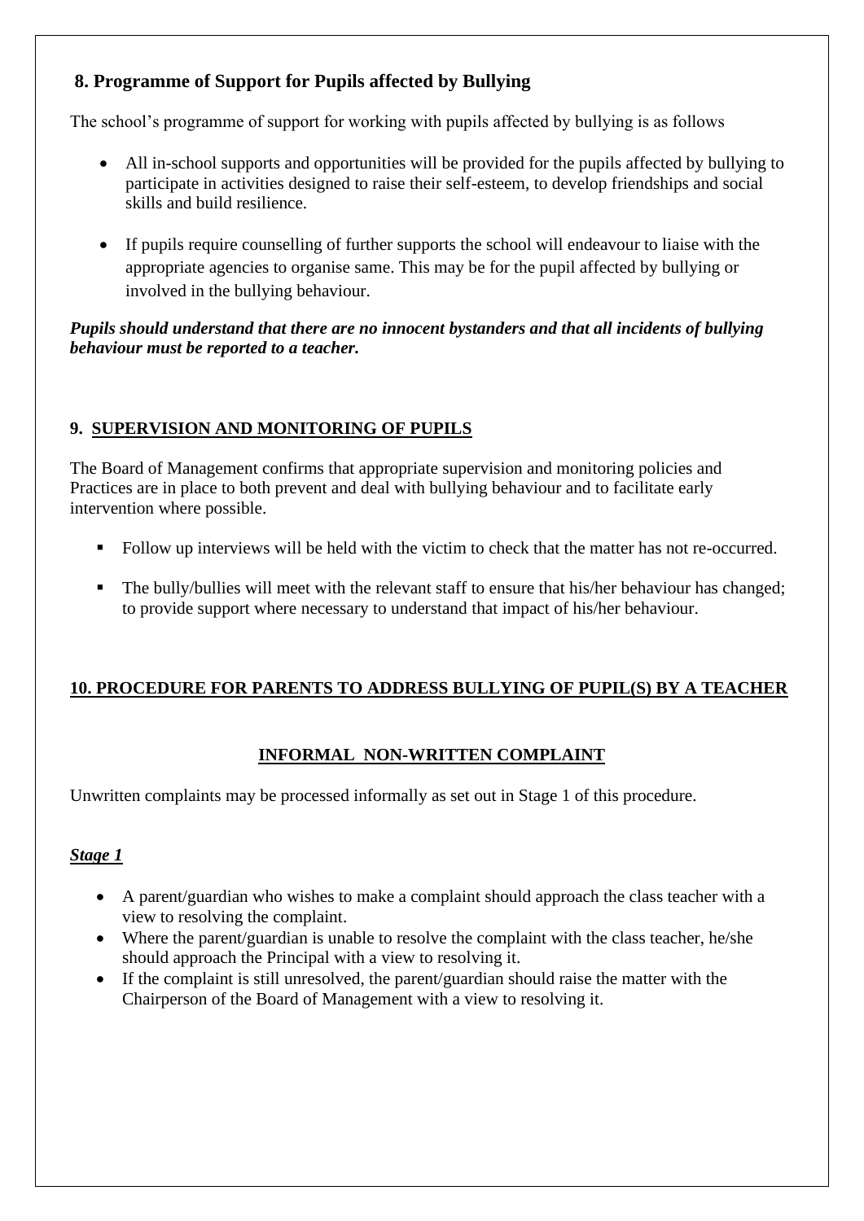## 8. Programme of Support for Pupils affected by Bullying

The school's programme of support for working with pupils affected by bullying is as follows

- All in-school supports and opportunities will be provided for the pupils affected by bullying to participate in activities designed to raise their self-esteem, to develop friendships and social skills and build resilience.
- If pupils require counselling of further supports the school will endeavour to liaise with the appropriate agencies to organise same. This may be for the pupil affected by bullying or involved in the bullying behaviour.

***Pupils should understand that there are no innocent bystanders and that all incidents of bullying behaviour must be reported to a teacher.***

## 9. SUPERVISION AND MONITORING OF PUPILS

The Board of Management confirms that appropriate supervision and monitoring policies and Practices are in place to both prevent and deal with bullying behaviour and to facilitate early intervention where possible.

- Follow up interviews will be held with the victim to check that the matter has not re-occurred.
- The bully/bullies will meet with the relevant staff to ensure that his/her behaviour has changed; to provide support where necessary to understand that impact of his/her behaviour.

## 10. PROCEDURE FOR PARENTS TO ADDRESS BULLYING OF PUPIL(S) BY A TEACHER

### INFORMAL NON-WRITTEN COMPLAINT

Unwritten complaints may be processed informally as set out in Stage 1 of this procedure.

***Stage 1***

- A parent/guardian who wishes to make a complaint should approach the class teacher with a view to resolving the complaint.
- Where the parent/guardian is unable to resolve the complaint with the class teacher, he/she should approach the Principal with a view to resolving it.
- If the complaint is still unresolved, the parent/guardian should raise the matter with the Chairperson of the Board of Management with a view to resolving it.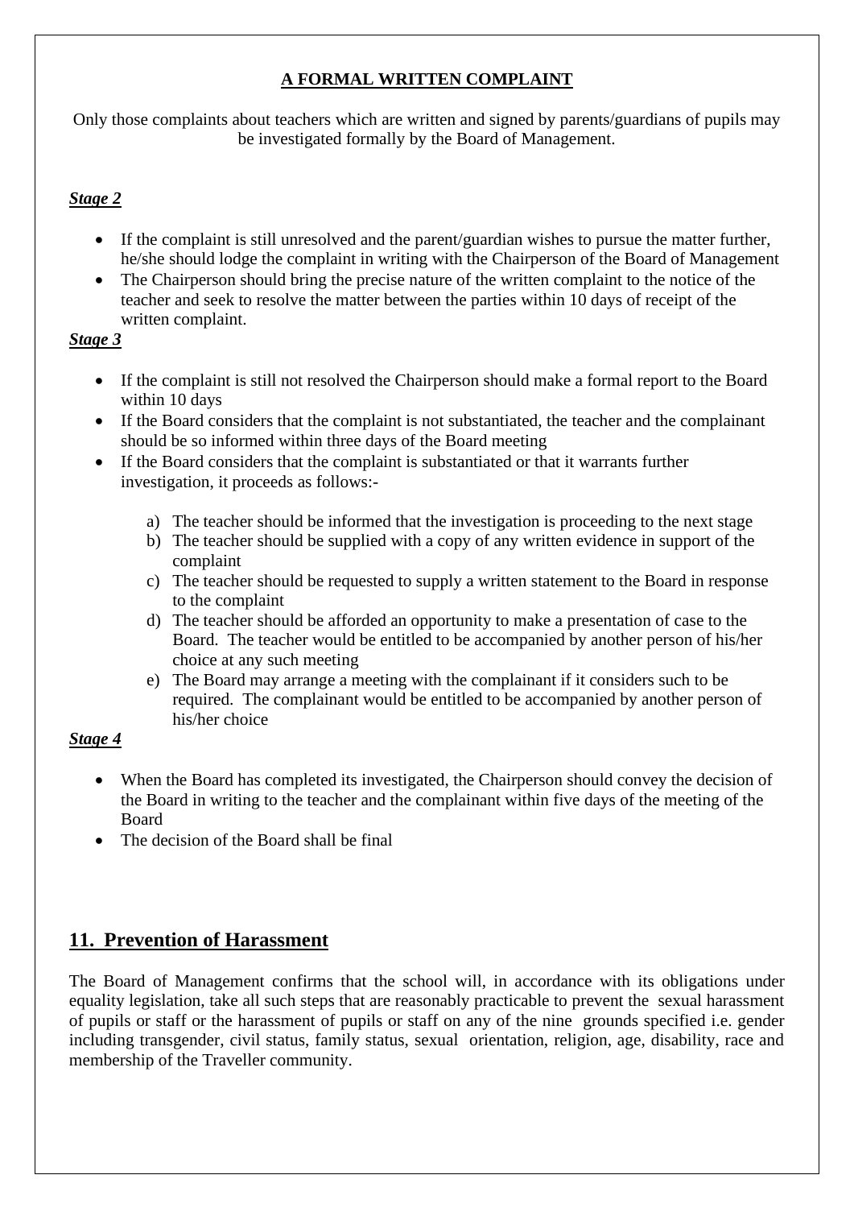**A FORMAL WRITTEN COMPLAINT**

Only those complaints about teachers which are written and signed by parents/guardians of pupils may be investigated formally by the Board of Management.

***Stage 2***

- If the complaint is still unresolved and the parent/guardian wishes to pursue the matter further, he/she should lodge the complaint in writing with the Chairperson of the Board of Management
- The Chairperson should bring the precise nature of the written complaint to the notice of the teacher and seek to resolve the matter between the parties within 10 days of receipt of the written complaint.

***Stage 3***

- If the complaint is still not resolved the Chairperson should make a formal report to the Board within 10 days
- If the Board considers that the complaint is not substantiated, the teacher and the complainant should be so informed within three days of the Board meeting
- If the Board considers that the complaint is substantiated or that it warrants further investigation, it proceeds as follows:-

  a) The teacher should be informed that the investigation is proceeding to the next stage
  b) The teacher should be supplied with a copy of any written evidence in support of the complaint
  c) The teacher should be requested to supply a written statement to the Board in response to the complaint
  d) The teacher should be afforded an opportunity to make a presentation of case to the Board. The teacher would be entitled to be accompanied by another person of his/her choice at any such meeting
  e) The Board may arrange a meeting with the complainant if it considers such to be required. The complainant would be entitled to be accompanied by another person of his/her choice

***Stage 4***

- When the Board has completed its investigated, the Chairperson should convey the decision of the Board in writing to the teacher and the complainant within five days of the meeting of the Board
- The decision of the Board shall be final

## 11. Prevention of Harassment

The Board of Management confirms that the school will, in accordance with its obligations under equality legislation, take all such steps that are reasonably practicable to prevent the sexual harassment of pupils or staff or the harassment of pupils or staff on any of the nine grounds specified i.e. gender including transgender, civil status, family status, sexual orientation, religion, age, disability, race and membership of the Traveller community.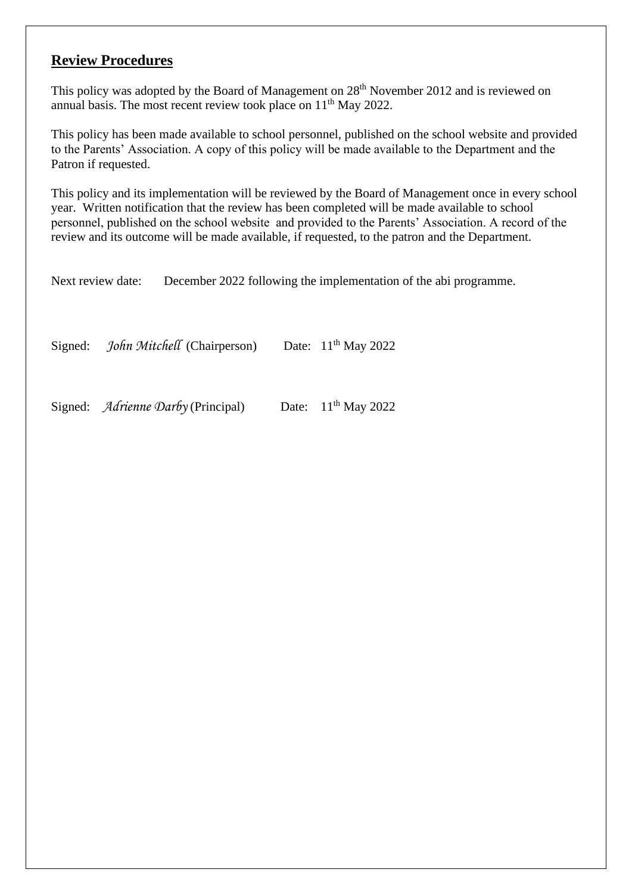## **Review Procedures**

This policy was adopted by the Board of Management on 28th November 2012 and is reviewed on annual basis. The most recent review took place on 11th May 2022.

This policy has been made available to school personnel, published on the school website and provided to the Parents' Association. A copy of this policy will be made available to the Department and the Patron if requested.

This policy and its implementation will be reviewed by the Board of Management once in every school year. Written notification that the review has been completed will be made available to school personnel, published on the school website and provided to the Parents' Association. A record of the review and its outcome will be made available, if requested, to the patron and the Department.

Next review date: December 2022 following the implementation of the abi programme.

Signed: *John Mitchell* (Chairperson) Date: 11th May 2022

Signed: *Adrienne Darby* (Principal) Date: 11th May 2022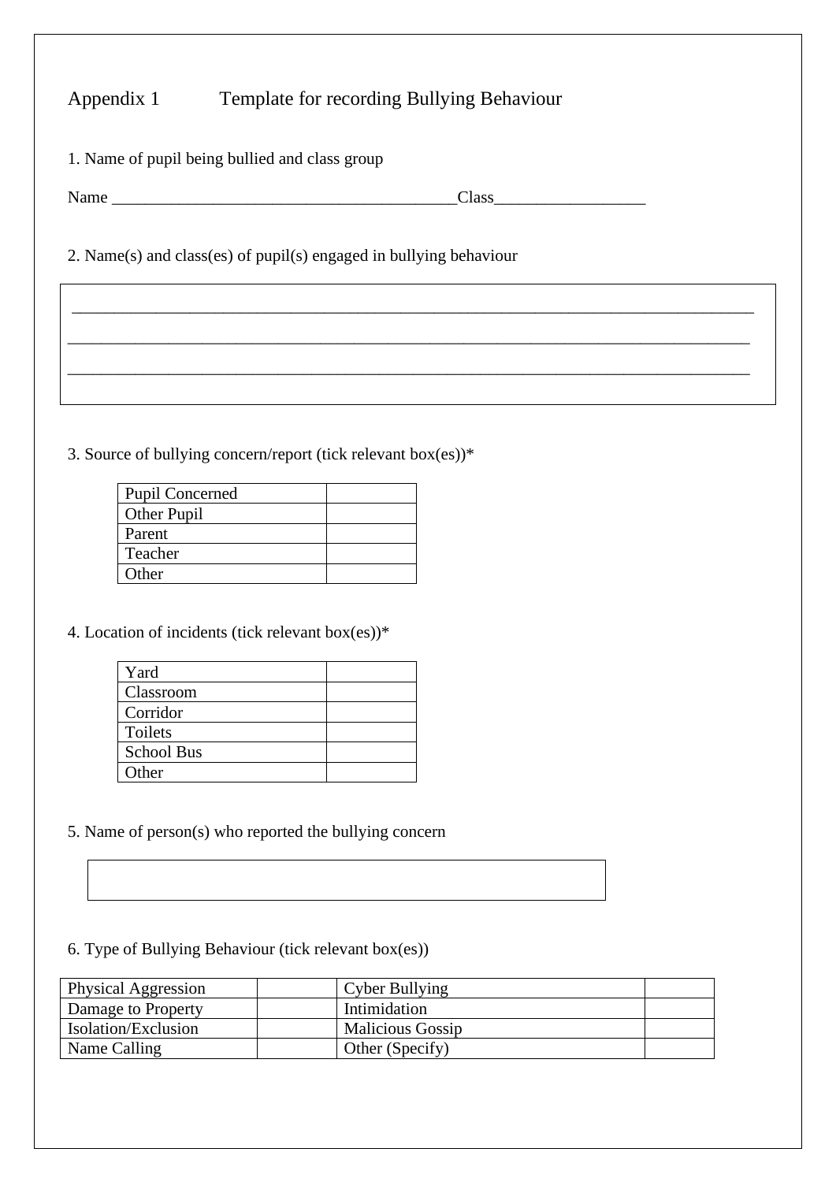## Appendix 1 Template for recording Bullying Behaviour

1. Name of pupil being bullied and class group

Name ________________________________________Class_________________

2. Name(s) and class(es) of pupil(s) engaged in bullying behaviour

_______________________________________________________________________________

_______________________________________________________________________________

_______________________________________________________________________________

3. Source of bullying concern/report (tick relevant box(es))*

| | |
|---|---|
| Pupil Concerned | |
| Other Pupil | |
| Parent | |
| Teacher | |
| Other | |

4. Location of incidents (tick relevant box(es))*

| | |
|---|---|
| Yard | |
| Classroom | |
| Corridor | |
| Toilets | |
| School Bus | |
| Other | |

5. Name of person(s) who reported the bullying concern

| |
|---|
| |

6. Type of Bullying Behaviour (tick relevant box(es))

| | | | |
|---|---|---|---|
| Physical Aggression | | Cyber Bullying | |
| Damage to Property | | Intimidation | |
| Isolation/Exclusion | | Malicious Gossip | |
| Name Calling | | Other (Specify) | |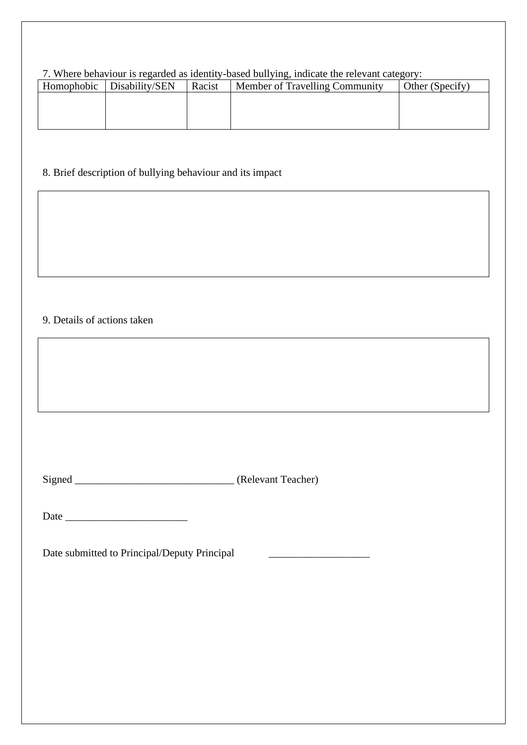7. Where behaviour is regarded as identity-based bullying, indicate the relevant category:

| Homophobic | Disability/SEN | Racist | Member of Travelling Community | Other (Specify) |
|---|---|---|---|---|
| | | | | |

8. Brief description of bullying behaviour and its impact

| |
|---|
| |

9. Details of actions taken

| |
|---|
| |

Signed ______________________________ (Relevant Teacher)

Date _______________________

Date submitted to Principal/Deputy Principal ___________________